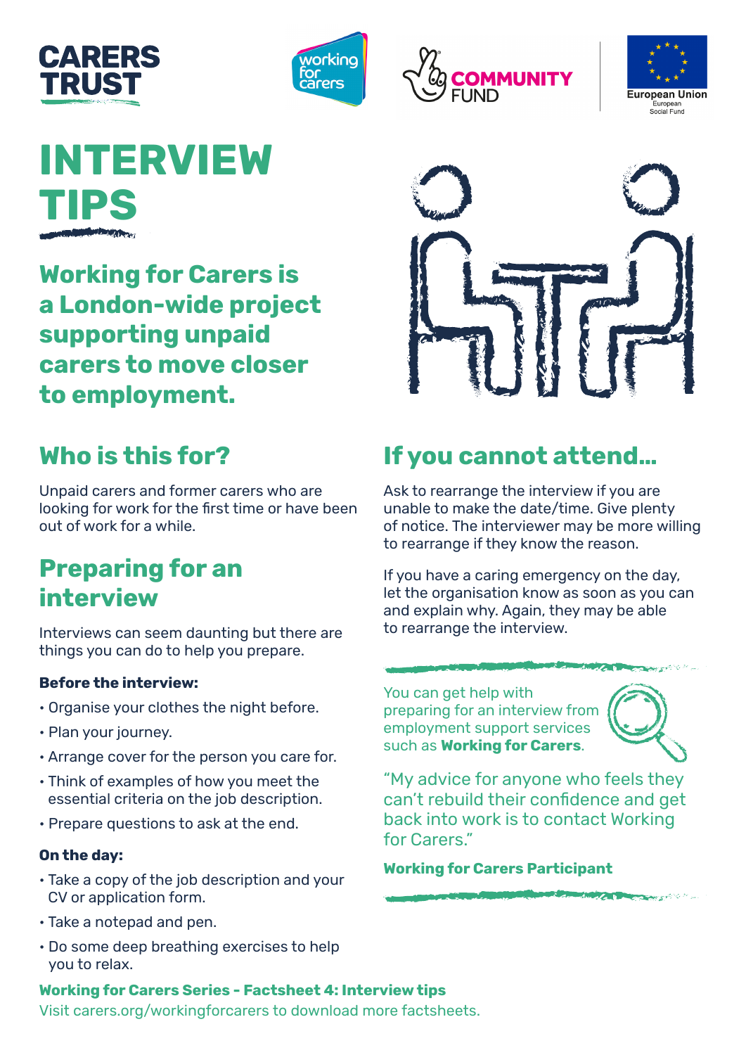# INTERVIEW TIPS

**Working for Carers is a London-wide project supporting unpaid carers to move closer to employment.**

## Who is this for?

Unpaid carers and former carers who are looking for work for the first time or have been out of work for a while.

## Preparing for an interview

Interviews can seem daunting but there are things you can do to help you prepare.

**Before the interview:**

- Organise your clothes the night before.
- Plan your journey.
- Arrange cover for the person you care for.
- Think of examples of how you meet the essential criteria on the job description.
- Prepare questions to ask at the end.

**On the day:**

- Take a copy of the job description and your CV or application form.
- Take a notepad and pen.
- Do some deep breathing exercises to help you to relax.

## If you cannot attend...

Ask to rearrange the interview if you are unable to make the date/time. Give plenty of notice. The interviewer may be more willing to rearrange if they know the reason.

If you have a caring emergency on the day, let the organisation know as soon as you can and explain why. Again, they may be able to rearrange the interview.

You can get help with preparing for an interview from employment support services such as **Working for Carers**.

"My advice for anyone who feels they can't rebuild their confidence and get back into work is to contact Working for Carers."

**Working for Carers Participant**

**Working for Carers Series - Factsheet 4: Interview tips**
Visit carers.org/workingforcarers to download more factsheets.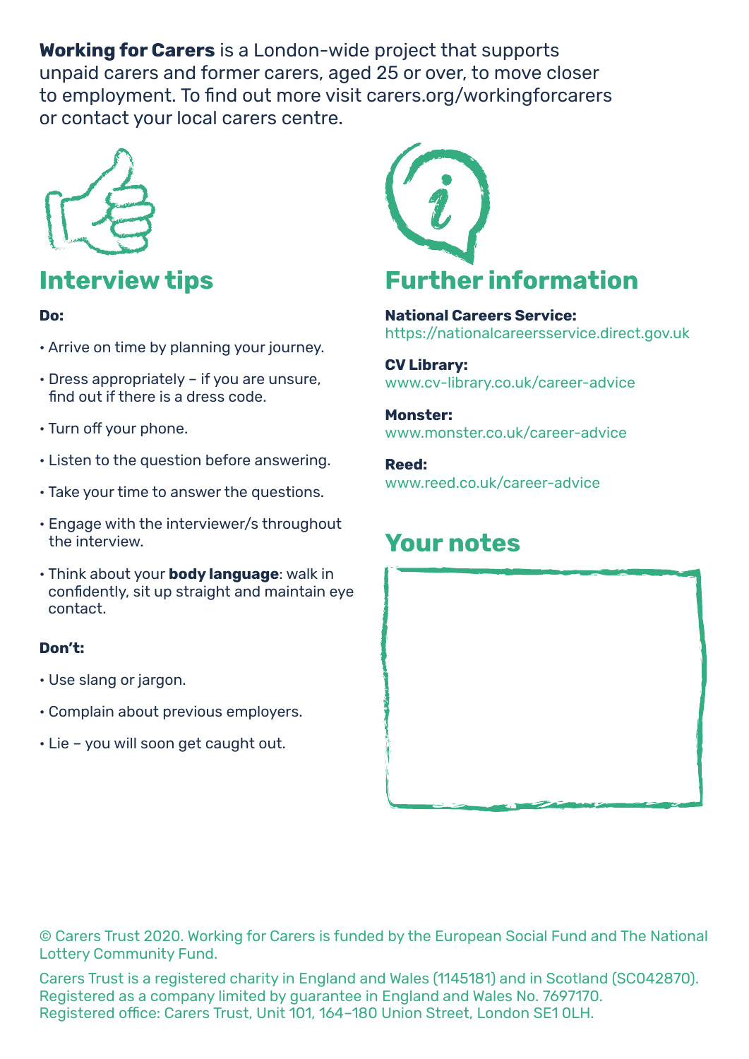**Working for Carers** is a London-wide project that supports unpaid carers and former carers, aged 25 or over, to move closer to employment. To find out more visit carers.org/workingforcarers or contact your local carers centre.

## Interview tips

**Do:**

- Arrive on time by planning your journey.
- Dress appropriately – if you are unsure, find out if there is a dress code.
- Turn off your phone.
- Listen to the question before answering.
- Take your time to answer the questions.
- Engage with the interviewer/s throughout the interview.
- Think about your **body language**: walk in confidently, sit up straight and maintain eye contact.

**Don't:**

- Use slang or jargon.
- Complain about previous employers.
- Lie – you will soon get caught out.

## Further information

**National Careers Service:**
https://nationalcareersservice.direct.gov.uk

**CV Library:**
www.cv-library.co.uk/career-advice

**Monster:**
www.monster.co.uk/career-advice

**Reed:**
www.reed.co.uk/career-advice

## Your notes

© Carers Trust 2020. Working for Carers is funded by the European Social Fund and The National Lottery Community Fund.

Carers Trust is a registered charity in England and Wales (1145181) and in Scotland (SC042870). Registered as a company limited by guarantee in England and Wales No. 7697170. Registered office: Carers Trust, Unit 101, 164–180 Union Street, London SE1 0LH.